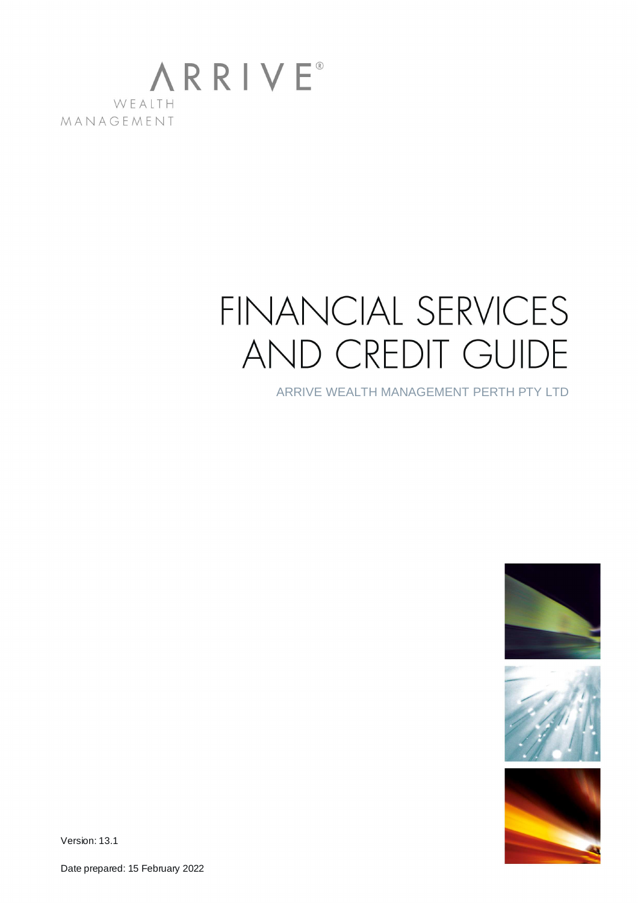ARRIVE®

WEALTH MANAGEMENT

# FINANCIAL SERVICES AND CREDIT GUIDE

ARRIVE WEALTH MANAGEMENT PERTH PTY LTD

Version: 13.1

Date prepared: 15 February 2022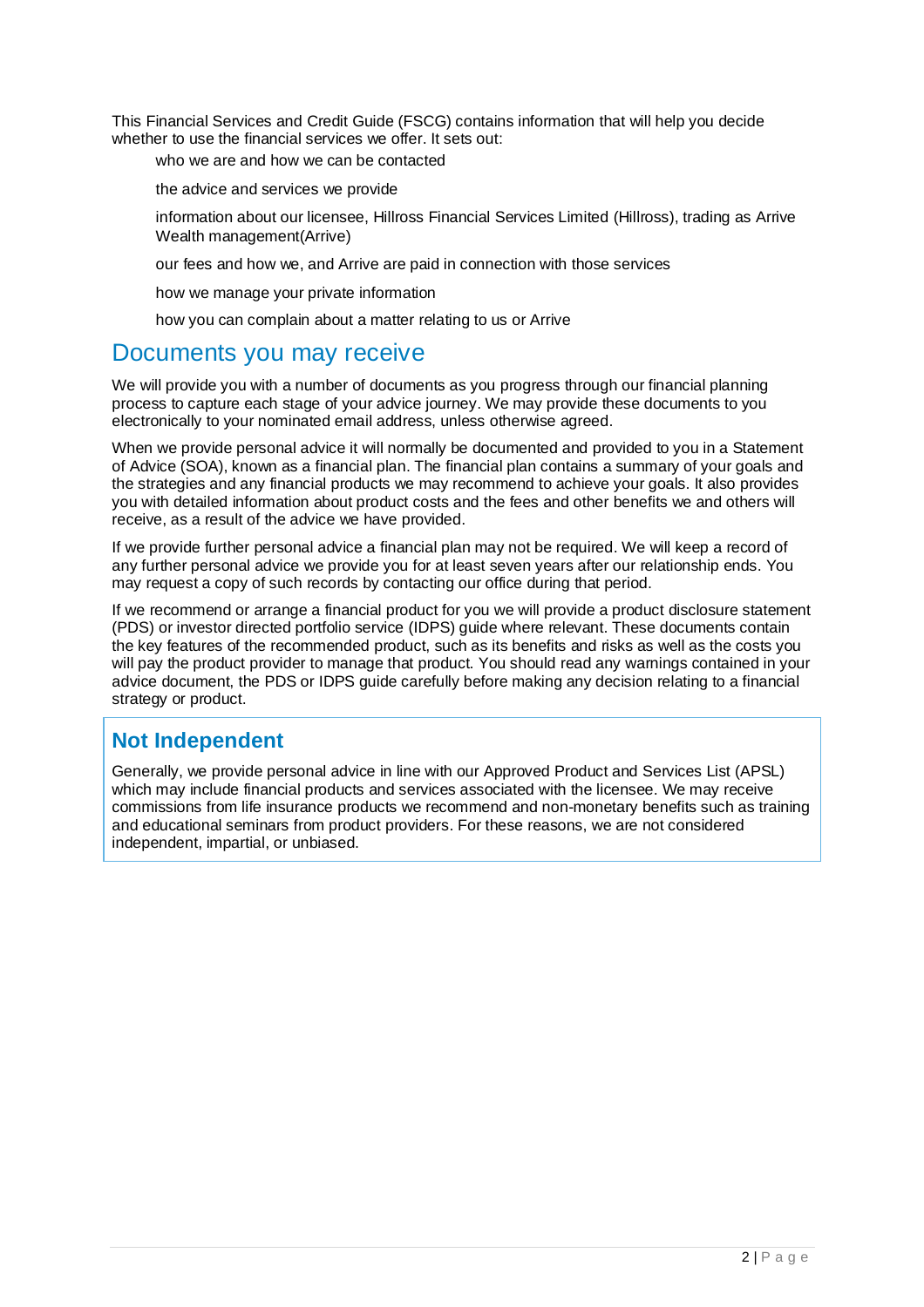This Financial Services and Credit Guide (FSCG) contains information that will help you decide whether to use the financial services we offer. It sets out:

- who we are and how we can be contacted
- the advice and services we provide
- information about our licensee, Hillross Financial Services Limited (Hillross), trading as Arrive Wealth management(Arrive)
- our fees and how we, and Arrive are paid in connection with those services
- how we manage your private information
- how you can complain about a matter relating to us or Arrive

## Documents you may receive

We will provide you with a number of documents as you progress through our financial planning process to capture each stage of your advice journey. We may provide these documents to you electronically to your nominated email address, unless otherwise agreed.

When we provide personal advice it will normally be documented and provided to you in a Statement of Advice (SOA), known as a financial plan. The financial plan contains a summary of your goals and the strategies and any financial products we may recommend to achieve your goals. It also provides you with detailed information about product costs and the fees and other benefits we and others will receive, as a result of the advice we have provided.

If we provide further personal advice a financial plan may not be required. We will keep a record of any further personal advice we provide you for at least seven years after our relationship ends. You may request a copy of such records by contacting our office during that period.

If we recommend or arrange a financial product for you we will provide a product disclosure statement (PDS) or investor directed portfolio service (IDPS) guide where relevant. These documents contain the key features of the recommended product, such as its benefits and risks as well as the costs you will pay the product provider to manage that product. You should read any warnings contained in your advice document, the PDS or IDPS guide carefully before making any decision relating to a financial strategy or product.

### Not Independent

Generally, we provide personal advice in line with our Approved Product and Services List (APSL) which may include financial products and services associated with the licensee. We may receive commissions from life insurance products we recommend and non-monetary benefits such as training and educational seminars from product providers. For these reasons, we are not considered independent, impartial, or unbiased.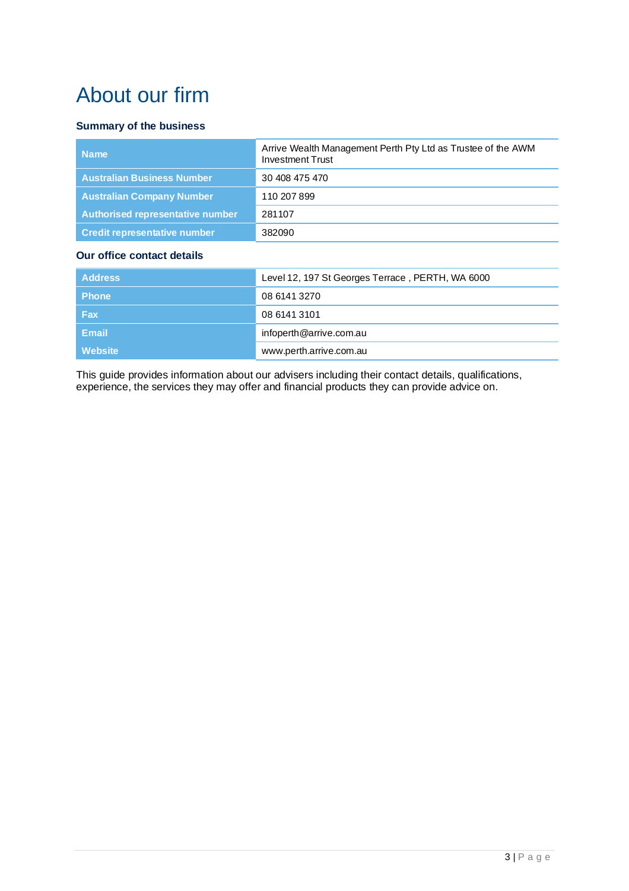# About our firm

### Summary of the business

| | |
|---|---|
| **Name** | Arrive Wealth Management Perth Pty Ltd as Trustee of the AWM Investment Trust |
| **Australian Business Number** | 30 408 475 470 |
| **Australian Company Number** | 110 207 899 |
| **Authorised representative number** | 281107 |
| **Credit representative number** | 382090 |

### Our office contact details

| | |
|---|---|
| **Address** | Level 12, 197 St Georges Terrace , PERTH, WA 6000 |
| **Phone** | 08 6141 3270 |
| **Fax** | 08 6141 3101 |
| **Email** | infoperth@arrive.com.au |
| **Website** | www.perth.arrive.com.au |

This guide provides information about our advisers including their contact details, qualifications, experience, the services they may offer and financial products they can provide advice on.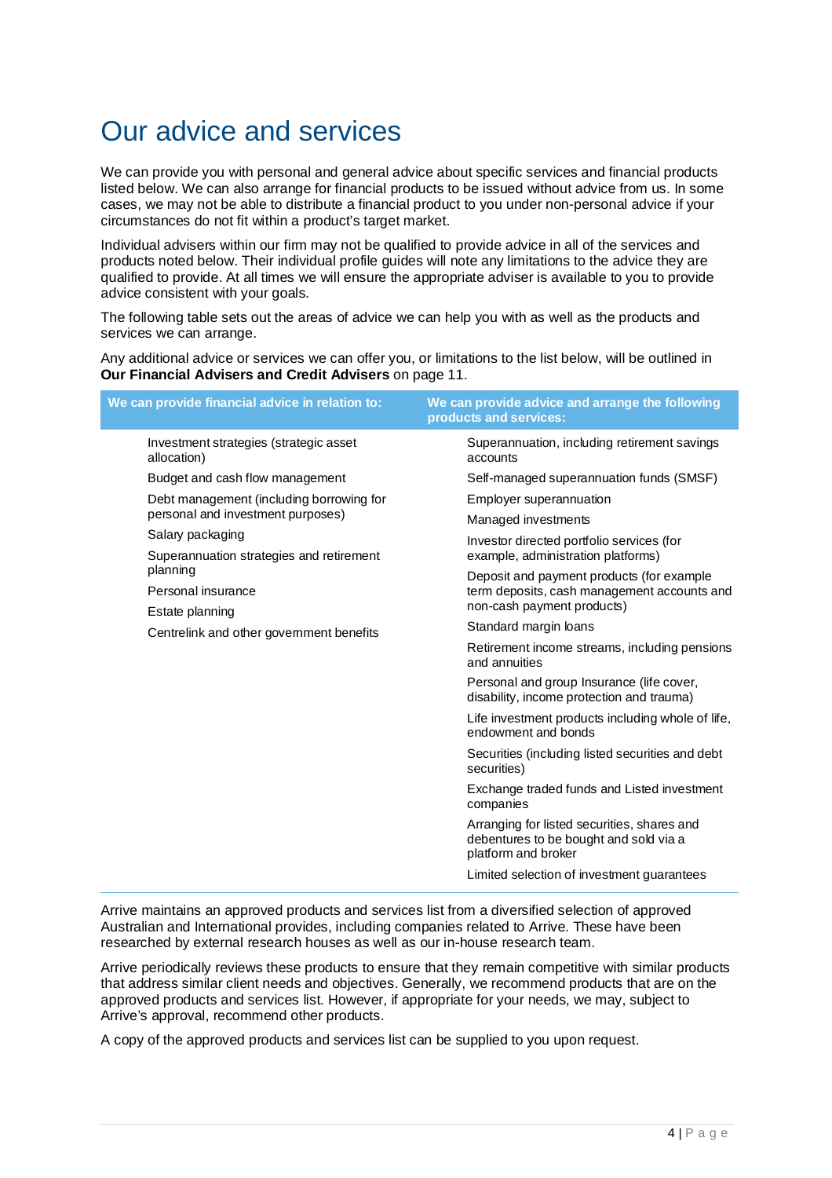# Our advice and services

We can provide you with personal and general advice about specific services and financial products listed below. We can also arrange for financial products to be issued without advice from us. In some cases, we may not be able to distribute a financial product to you under non-personal advice if your circumstances do not fit within a product's target market.

Individual advisers within our firm may not be qualified to provide advice in all of the services and products noted below. Their individual profile guides will note any limitations to the advice they are qualified to provide. At all times we will ensure the appropriate adviser is available to you to provide advice consistent with your goals.

The following table sets out the areas of advice we can help you with as well as the products and services we can arrange.

Any additional advice or services we can offer you, or limitations to the list below, will be outlined in **Our Financial Advisers and Credit Advisers** on page 11.

| We can provide financial advice in relation to: | We can provide advice and arrange the following products and services: |
|---|---|
| Investment strategies (strategic asset allocation) | Superannuation, including retirement savings accounts |
| Budget and cash flow management | Self-managed superannuation funds (SMSF) |
| Debt management (including borrowing for personal and investment purposes) | Employer superannuation |
| Salary packaging | Managed investments |
| Superannuation strategies and retirement planning | Investor directed portfolio services (for example, administration platforms) |
| Personal insurance | Deposit and payment products (for example term deposits, cash management accounts and non-cash payment products) |
| Estate planning | Standard margin loans |
| Centrelink and other government benefits | Retirement income streams, including pensions and annuities |
| | Personal and group Insurance (life cover, disability, income protection and trauma) |
| | Life investment products including whole of life, endowment and bonds |
| | Securities (including listed securities and debt securities) |
| | Exchange traded funds and Listed investment companies |
| | Arranging for listed securities, shares and debentures to be bought and sold via a platform and broker |
| | Limited selection of investment guarantees |

Arrive maintains an approved products and services list from a diversified selection of approved Australian and International provides, including companies related to Arrive. These have been researched by external research houses as well as our in-house research team.

Arrive periodically reviews these products to ensure that they remain competitive with similar products that address similar client needs and objectives. Generally, we recommend products that are on the approved products and services list. However, if appropriate for your needs, we may, subject to Arrive's approval, recommend other products.

A copy of the approved products and services list can be supplied to you upon request.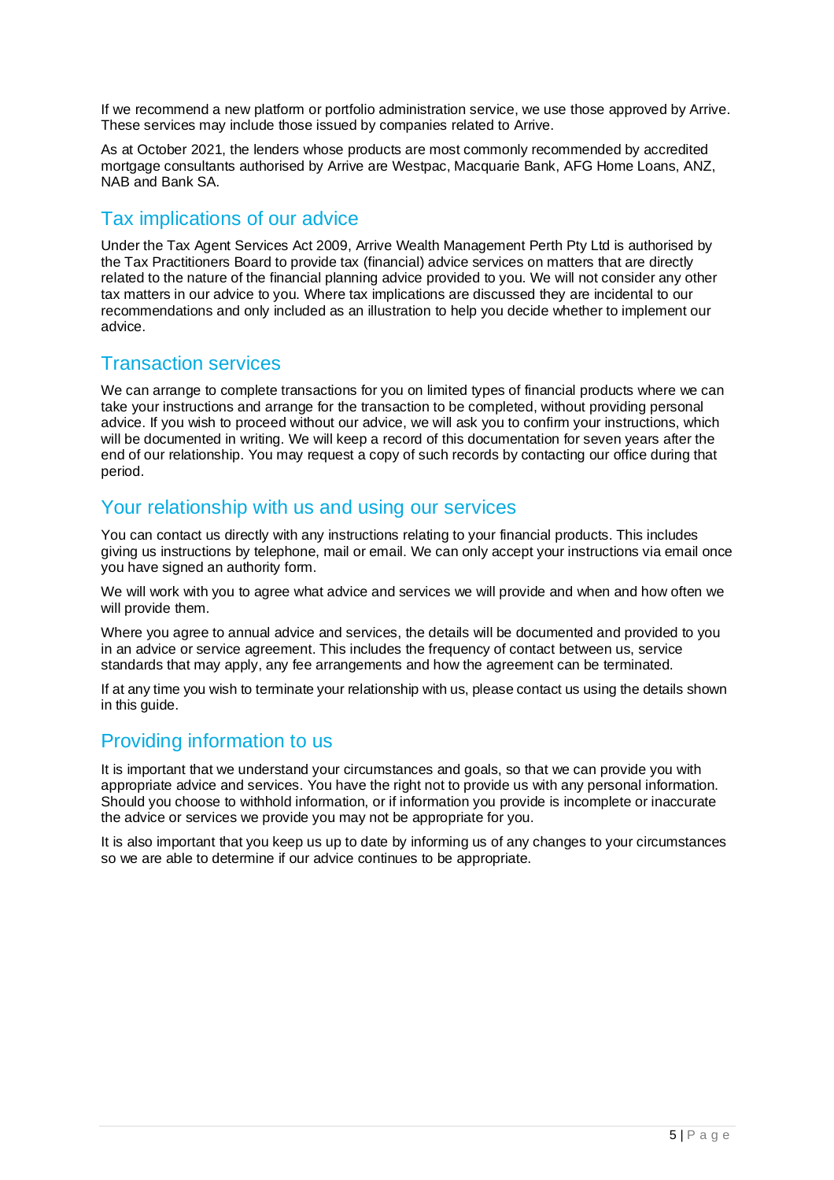If we recommend a new platform or portfolio administration service, we use those approved by Arrive. These services may include those issued by companies related to Arrive.

As at October 2021, the lenders whose products are most commonly recommended by accredited mortgage consultants authorised by Arrive are Westpac, Macquarie Bank, AFG Home Loans, ANZ, NAB and Bank SA.

## Tax implications of our advice

Under the Tax Agent Services Act 2009, Arrive Wealth Management Perth Pty Ltd is authorised by the Tax Practitioners Board to provide tax (financial) advice services on matters that are directly related to the nature of the financial planning advice provided to you. We will not consider any other tax matters in our advice to you. Where tax implications are discussed they are incidental to our recommendations and only included as an illustration to help you decide whether to implement our advice.

## Transaction services

We can arrange to complete transactions for you on limited types of financial products where we can take your instructions and arrange for the transaction to be completed, without providing personal advice. If you wish to proceed without our advice, we will ask you to confirm your instructions, which will be documented in writing. We will keep a record of this documentation for seven years after the end of our relationship. You may request a copy of such records by contacting our office during that period.

## Your relationship with us and using our services

You can contact us directly with any instructions relating to your financial products. This includes giving us instructions by telephone, mail or email. We can only accept your instructions via email once you have signed an authority form.

We will work with you to agree what advice and services we will provide and when and how often we will provide them.

Where you agree to annual advice and services, the details will be documented and provided to you in an advice or service agreement. This includes the frequency of contact between us, service standards that may apply, any fee arrangements and how the agreement can be terminated.

If at any time you wish to terminate your relationship with us, please contact us using the details shown in this guide.

## Providing information to us

It is important that we understand your circumstances and goals, so that we can provide you with appropriate advice and services. You have the right not to provide us with any personal information. Should you choose to withhold information, or if information you provide is incomplete or inaccurate the advice or services we provide you may not be appropriate for you.

It is also important that you keep us up to date by informing us of any changes to your circumstances so we are able to determine if our advice continues to be appropriate.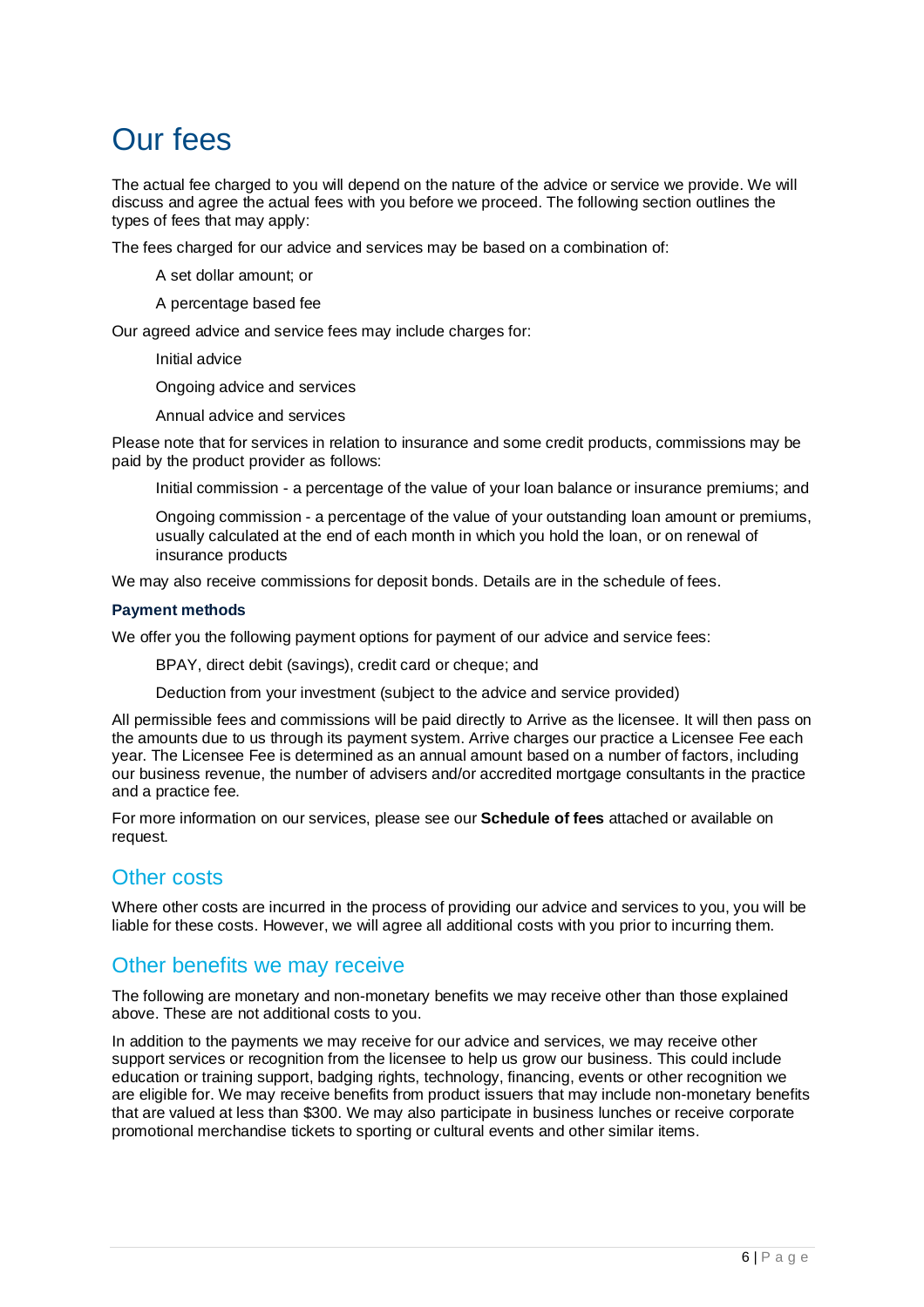# Our fees

The actual fee charged to you will depend on the nature of the advice or service we provide. We will discuss and agree the actual fees with you before we proceed. The following section outlines the types of fees that may apply:

The fees charged for our advice and services may be based on a combination of:

- A set dollar amount; or
- A percentage based fee

Our agreed advice and service fees may include charges for:

- Initial advice
- Ongoing advice and services
- Annual advice and services

Please note that for services in relation to insurance and some credit products, commissions may be paid by the product provider as follows:

- Initial commission - a percentage of the value of your loan balance or insurance premiums; and
- Ongoing commission - a percentage of the value of your outstanding loan amount or premiums, usually calculated at the end of each month in which you hold the loan, or on renewal of insurance products

We may also receive commissions for deposit bonds. Details are in the schedule of fees.

### Payment methods

We offer you the following payment options for payment of our advice and service fees:

- BPAY, direct debit (savings), credit card or cheque; and
- Deduction from your investment (subject to the advice and service provided)

All permissible fees and commissions will be paid directly to Arrive as the licensee. It will then pass on the amounts due to us through its payment system. Arrive charges our practice a Licensee Fee each year. The Licensee Fee is determined as an annual amount based on a number of factors, including our business revenue, the number of advisers and/or accredited mortgage consultants in the practice and a practice fee.

For more information on our services, please see our **Schedule of fees** attached or available on request.

## Other costs

Where other costs are incurred in the process of providing our advice and services to you, you will be liable for these costs. However, we will agree all additional costs with you prior to incurring them.

## Other benefits we may receive

The following are monetary and non-monetary benefits we may receive other than those explained above. These are not additional costs to you.

In addition to the payments we may receive for our advice and services, we may receive other support services or recognition from the licensee to help us grow our business. This could include education or training support, badging rights, technology, financing, events or other recognition we are eligible for. We may receive benefits from product issuers that may include non-monetary benefits that are valued at less than $300. We may also participate in business lunches or receive corporate promotional merchandise tickets to sporting or cultural events and other similar items.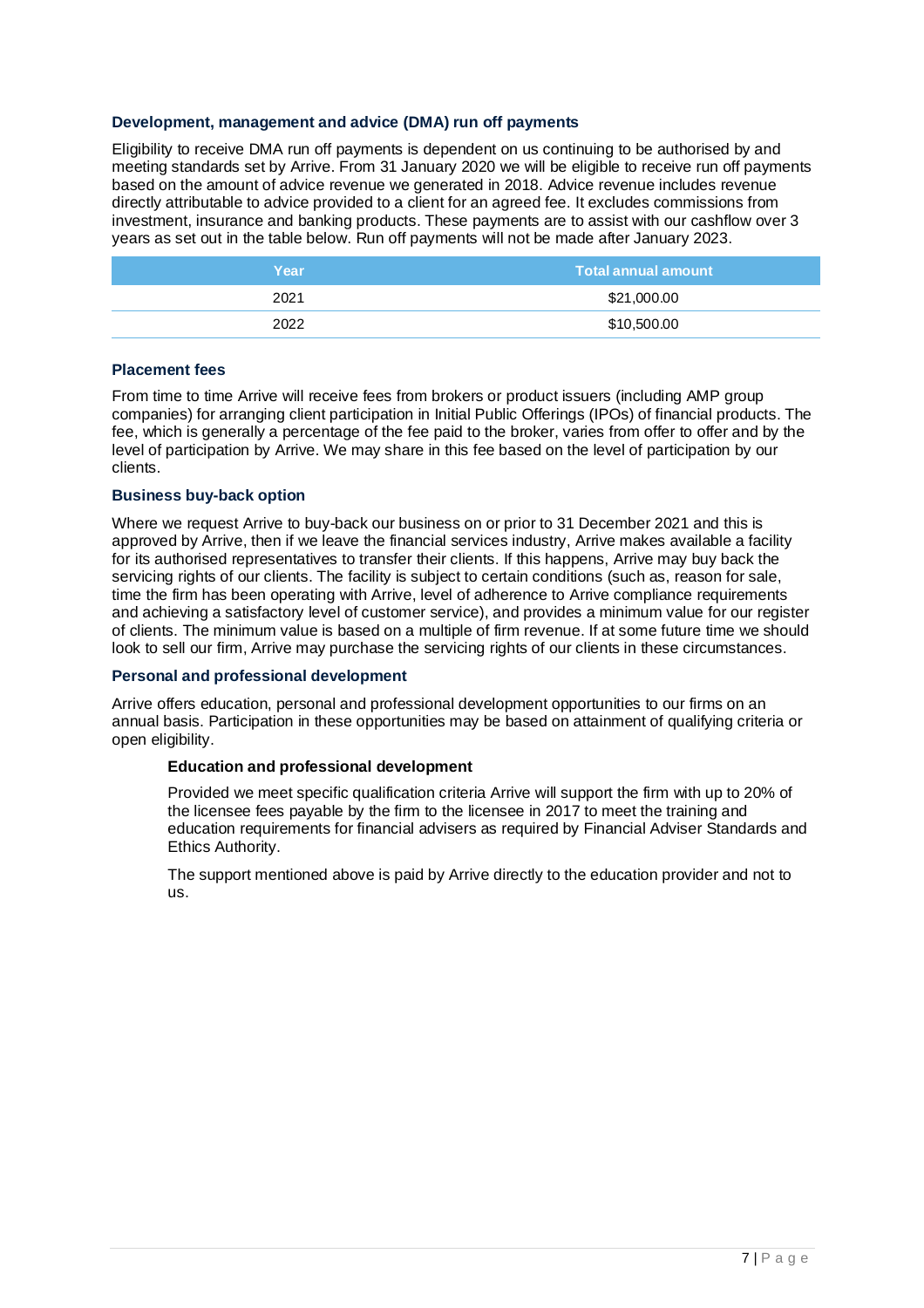### Development, management and advice (DMA) run off payments

Eligibility to receive DMA run off payments is dependent on us continuing to be authorised by and meeting standards set by Arrive. From 31 January 2020 we will be eligible to receive run off payments based on the amount of advice revenue we generated in 2018. Advice revenue includes revenue directly attributable to advice provided to a client for an agreed fee. It excludes commissions from investment, insurance and banking products. These payments are to assist with our cashflow over 3 years as set out in the table below. Run off payments will not be made after January 2023.

| Year | Total annual amount |
|---|---|
| 2021 | $21,000.00 |
| 2022 | $10,500.00 |

### Placement fees

From time to time Arrive will receive fees from brokers or product issuers (including AMP group companies) for arranging client participation in Initial Public Offerings (IPOs) of financial products. The fee, which is generally a percentage of the fee paid to the broker, varies from offer to offer and by the level of participation by Arrive. We may share in this fee based on the level of participation by our clients.

### Business buy-back option

Where we request Arrive to buy-back our business on or prior to 31 December 2021 and this is approved by Arrive, then if we leave the financial services industry, Arrive makes available a facility for its authorised representatives to transfer their clients. If this happens, Arrive may buy back the servicing rights of our clients. The facility is subject to certain conditions (such as, reason for sale, time the firm has been operating with Arrive, level of adherence to Arrive compliance requirements and achieving a satisfactory level of customer service), and provides a minimum value for our register of clients. The minimum value is based on a multiple of firm revenue. If at some future time we should look to sell our firm, Arrive may purchase the servicing rights of our clients in these circumstances.

### Personal and professional development

Arrive offers education, personal and professional development opportunities to our firms on an annual basis. Participation in these opportunities may be based on attainment of qualifying criteria or open eligibility.

#### Education and professional development

Provided we meet specific qualification criteria Arrive will support the firm with up to 20% of the licensee fees payable by the firm to the licensee in 2017 to meet the training and education requirements for financial advisers as required by Financial Adviser Standards and Ethics Authority.

The support mentioned above is paid by Arrive directly to the education provider and not to us.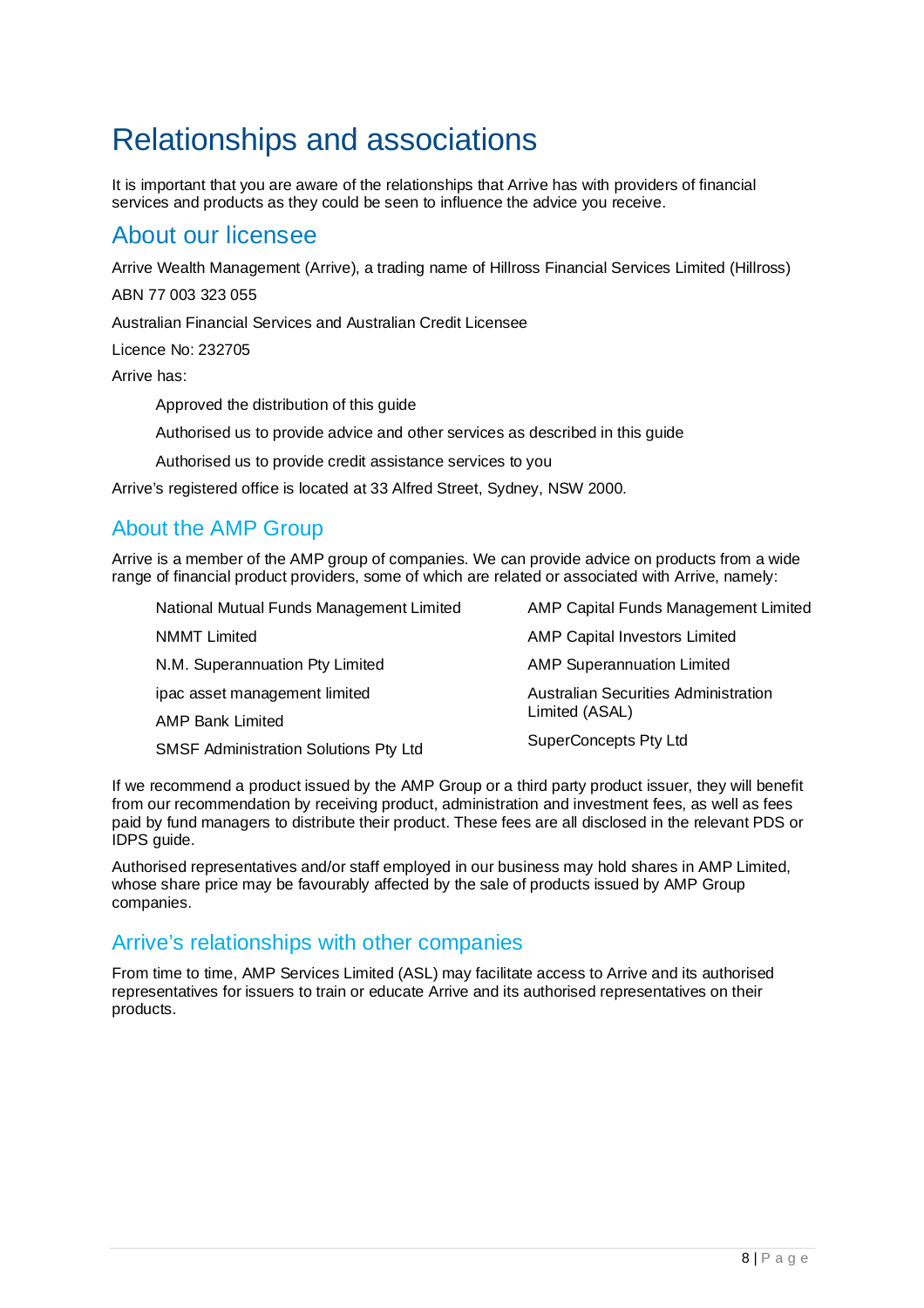# Relationships and associations

It is important that you are aware of the relationships that Arrive has with providers of financial services and products as they could be seen to influence the advice you receive.

## About our licensee

Arrive Wealth Management (Arrive), a trading name of Hillross Financial Services Limited (Hillross)

ABN 77 003 323 055

Australian Financial Services and Australian Credit Licensee

Licence No: 232705

Arrive has:

- Approved the distribution of this guide
- Authorised us to provide advice and other services as described in this guide
- Authorised us to provide credit assistance services to you

Arrive's registered office is located at 33 Alfred Street, Sydney, NSW 2000.

## About the AMP Group

Arrive is a member of the AMP group of companies. We can provide advice on products from a wide range of financial product providers, some of which are related or associated with Arrive, namely:

- National Mutual Funds Management Limited
- NMMT Limited
- N.M. Superannuation Pty Limited
- ipac asset management limited
- AMP Bank Limited
- SMSF Administration Solutions Pty Ltd
- AMP Capital Funds Management Limited
- AMP Capital Investors Limited
- AMP Superannuation Limited
- Australian Securities Administration Limited (ASAL)
- SuperConcepts Pty Ltd

If we recommend a product issued by the AMP Group or a third party product issuer, they will benefit from our recommendation by receiving product, administration and investment fees, as well as fees paid by fund managers to distribute their product. These fees are all disclosed in the relevant PDS or IDPS guide.

Authorised representatives and/or staff employed in our business may hold shares in AMP Limited, whose share price may be favourably affected by the sale of products issued by AMP Group companies.

## Arrive's relationships with other companies

From time to time, AMP Services Limited (ASL) may facilitate access to Arrive and its authorised representatives for issuers to train or educate Arrive and its authorised representatives on their products.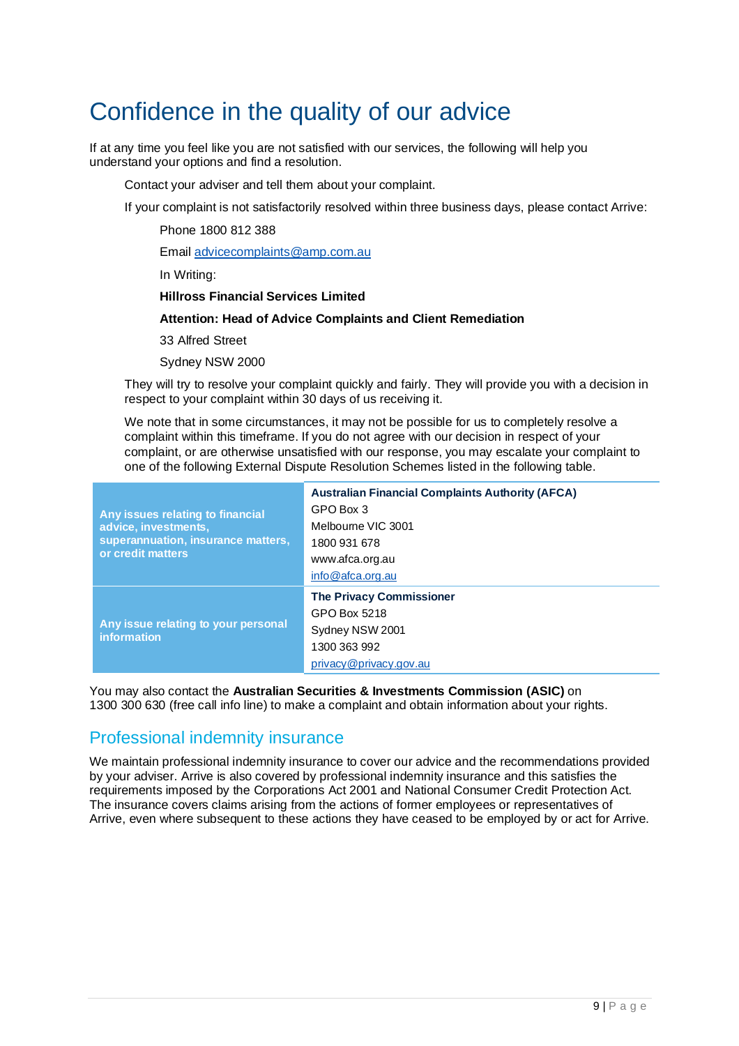# Confidence in the quality of our advice

If at any time you feel like you are not satisfied with our services, the following will help you understand your options and find a resolution.

Contact your adviser and tell them about your complaint.

If your complaint is not satisfactorily resolved within three business days, please contact Arrive:

Phone 1800 812 388

Email advicecomplaints@amp.com.au

In Writing:

**Hillross Financial Services Limited**

**Attention: Head of Advice Complaints and Client Remediation**

33 Alfred Street

Sydney NSW 2000

They will try to resolve your complaint quickly and fairly. They will provide you with a decision in respect to your complaint within 30 days of us receiving it.

We note that in some circumstances, it may not be possible for us to completely resolve a complaint within this timeframe. If you do not agree with our decision in respect of your complaint, or are otherwise unsatisfied with our response, you may escalate your complaint to one of the following External Dispute Resolution Schemes listed in the following table.

| | |
|---|---|
| **Any issues relating to financial advice, investments, superannuation, insurance matters, or credit matters** | **Australian Financial Complaints Authority (AFCA)**<br>GPO Box 3<br>Melbourne VIC 3001<br>1800 931 678<br>www.afca.org.au<br>info@afca.org.au |
| **Any issue relating to your personal information** | **The Privacy Commissioner**<br>GPO Box 5218<br>Sydney NSW 2001<br>1300 363 992<br>privacy@privacy.gov.au |

You may also contact the **Australian Securities & Investments Commission (ASIC)** on 1300 300 630 (free call info line) to make a complaint and obtain information about your rights.

## Professional indemnity insurance

We maintain professional indemnity insurance to cover our advice and the recommendations provided by your adviser. Arrive is also covered by professional indemnity insurance and this satisfies the requirements imposed by the Corporations Act 2001 and National Consumer Credit Protection Act. The insurance covers claims arising from the actions of former employees or representatives of Arrive, even where subsequent to these actions they have ceased to be employed by or act for Arrive.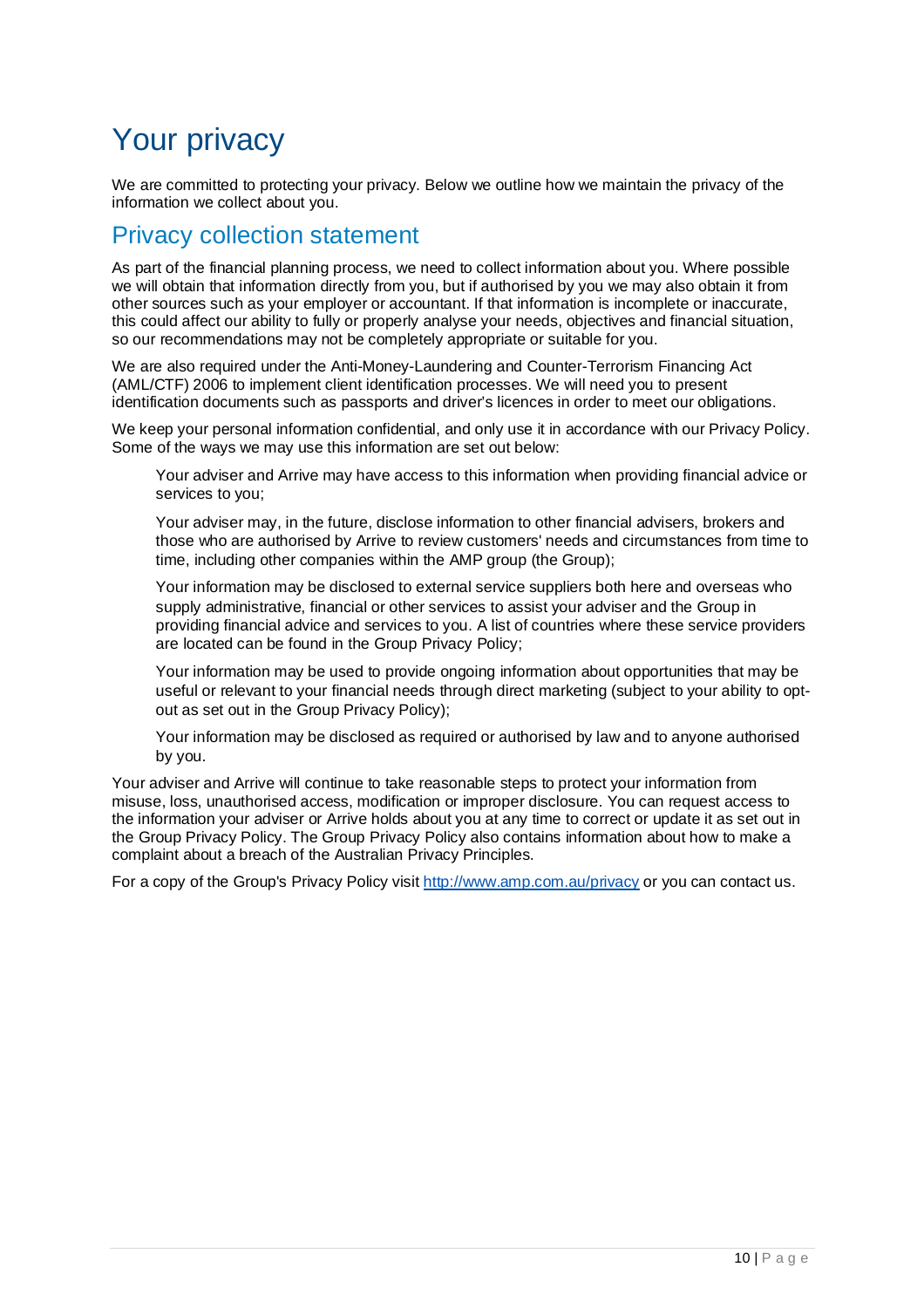# Your privacy

We are committed to protecting your privacy. Below we outline how we maintain the privacy of the information we collect about you.

## Privacy collection statement

As part of the financial planning process, we need to collect information about you. Where possible we will obtain that information directly from you, but if authorised by you we may also obtain it from other sources such as your employer or accountant. If that information is incomplete or inaccurate, this could affect our ability to fully or properly analyse your needs, objectives and financial situation, so our recommendations may not be completely appropriate or suitable for you.

We are also required under the Anti-Money-Laundering and Counter-Terrorism Financing Act (AML/CTF) 2006 to implement client identification processes. We will need you to present identification documents such as passports and driver's licences in order to meet our obligations.

We keep your personal information confidential, and only use it in accordance with our Privacy Policy. Some of the ways we may use this information are set out below:

- Your adviser and Arrive may have access to this information when providing financial advice or services to you;
- Your adviser may, in the future, disclose information to other financial advisers, brokers and those who are authorised by Arrive to review customers' needs and circumstances from time to time, including other companies within the AMP group (the Group);
- Your information may be disclosed to external service suppliers both here and overseas who supply administrative, financial or other services to assist your adviser and the Group in providing financial advice and services to you. A list of countries where these service providers are located can be found in the Group Privacy Policy;
- Your information may be used to provide ongoing information about opportunities that may be useful or relevant to your financial needs through direct marketing (subject to your ability to opt-out as set out in the Group Privacy Policy);
- Your information may be disclosed as required or authorised by law and to anyone authorised by you.

Your adviser and Arrive will continue to take reasonable steps to protect your information from misuse, loss, unauthorised access, modification or improper disclosure. You can request access to the information your adviser or Arrive holds about you at any time to correct or update it as set out in the Group Privacy Policy. The Group Privacy Policy also contains information about how to make a complaint about a breach of the Australian Privacy Principles.

For a copy of the Group's Privacy Policy visit http://www.amp.com.au/privacy or you can contact us.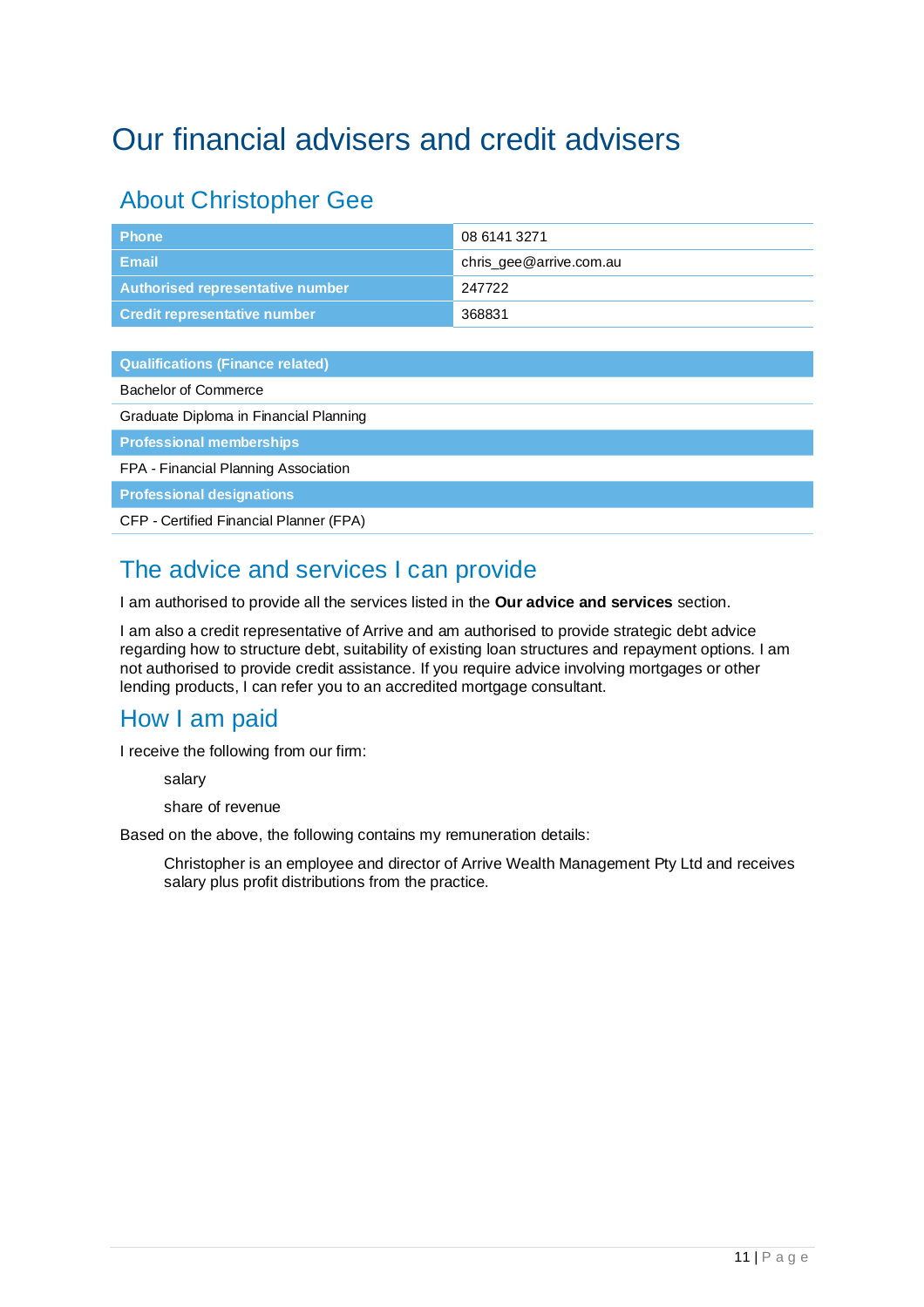# Our financial advisers and credit advisers

## About Christopher Gee

| | |
|---|---|
| **Phone** | 08 6141 3271 |
| **Email** | chris_gee@arrive.com.au |
| **Authorised representative number** | 247722 |
| **Credit representative number** | 368831 |

| **Qualifications (Finance related)** |
|---|
| Bachelor of Commerce |
| Graduate Diploma in Financial Planning |
| **Professional memberships** |
| FPA - Financial Planning Association |
| **Professional designations** |
| CFP - Certified Financial Planner (FPA) |

## The advice and services I can provide

I am authorised to provide all the services listed in the **Our advice and services** section.

I am also a credit representative of Arrive and am authorised to provide strategic debt advice regarding how to structure debt, suitability of existing loan structures and repayment options. I am not authorised to provide credit assistance. If you require advice involving mortgages or other lending products, I can refer you to an accredited mortgage consultant.

## How I am paid

I receive the following from our firm:

- salary
- share of revenue

Based on the above, the following contains my remuneration details:

> Christopher is an employee and director of Arrive Wealth Management Pty Ltd and receives salary plus profit distributions from the practice.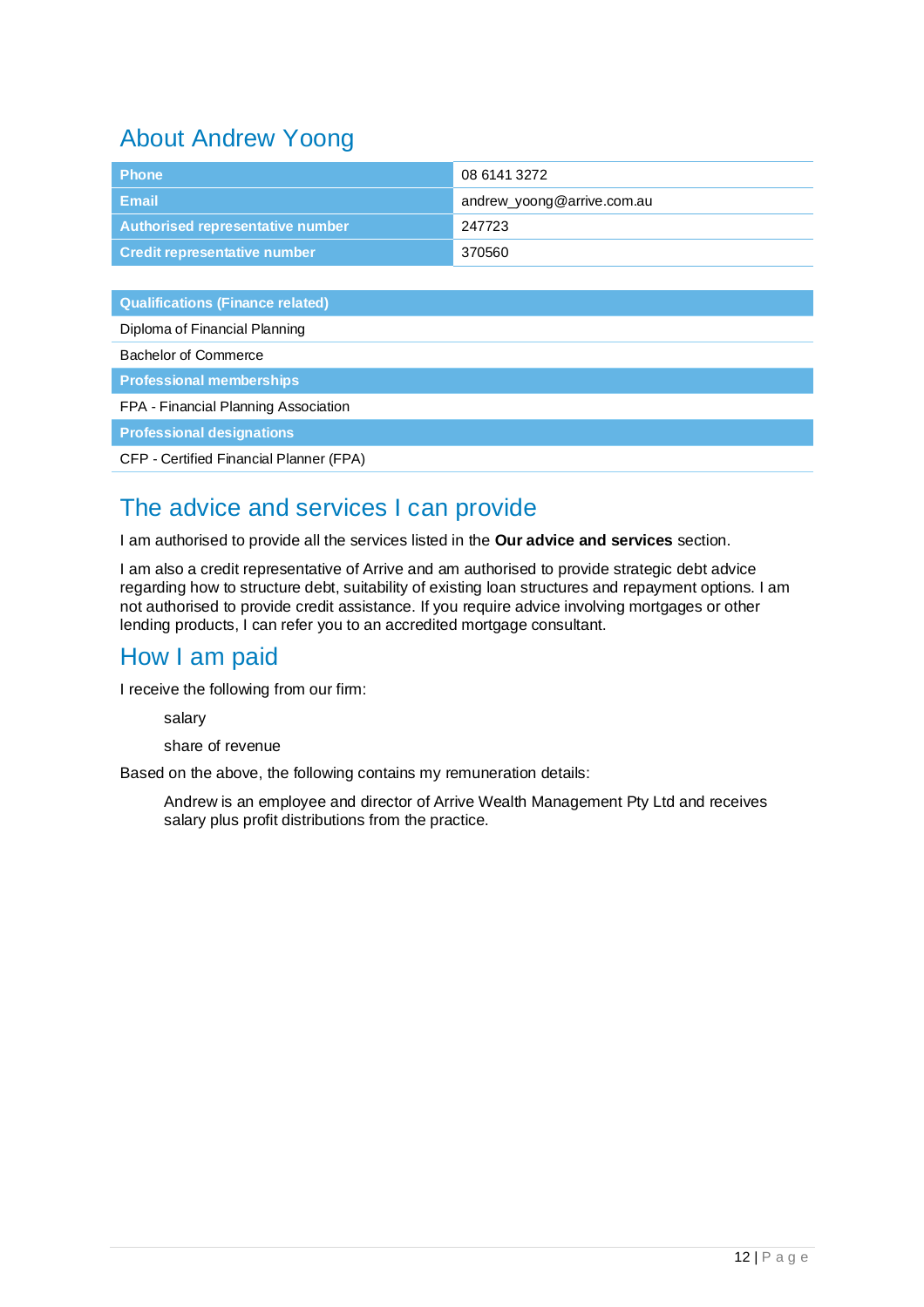## About Andrew Yoong

| Phone | 08 6141 3272 |
| --- | --- |
| Email | andrew_yoong@arrive.com.au |
| Authorised representative number | 247723 |
| Credit representative number | 370560 |

| Qualifications (Finance related) |
| --- |
| Diploma of Financial Planning |
| Bachelor of Commerce |
| **Professional memberships** |
| FPA - Financial Planning Association |
| **Professional designations** |
| CFP - Certified Financial Planner (FPA) |

## The advice and services I can provide

I am authorised to provide all the services listed in the **Our advice and services** section.

I am also a credit representative of Arrive and am authorised to provide strategic debt advice regarding how to structure debt, suitability of existing loan structures and repayment options. I am not authorised to provide credit assistance. If you require advice involving mortgages or other lending products, I can refer you to an accredited mortgage consultant.

## How I am paid

I receive the following from our firm:

- salary
- share of revenue

Based on the above, the following contains my remuneration details:

> Andrew is an employee and director of Arrive Wealth Management Pty Ltd and receives salary plus profit distributions from the practice.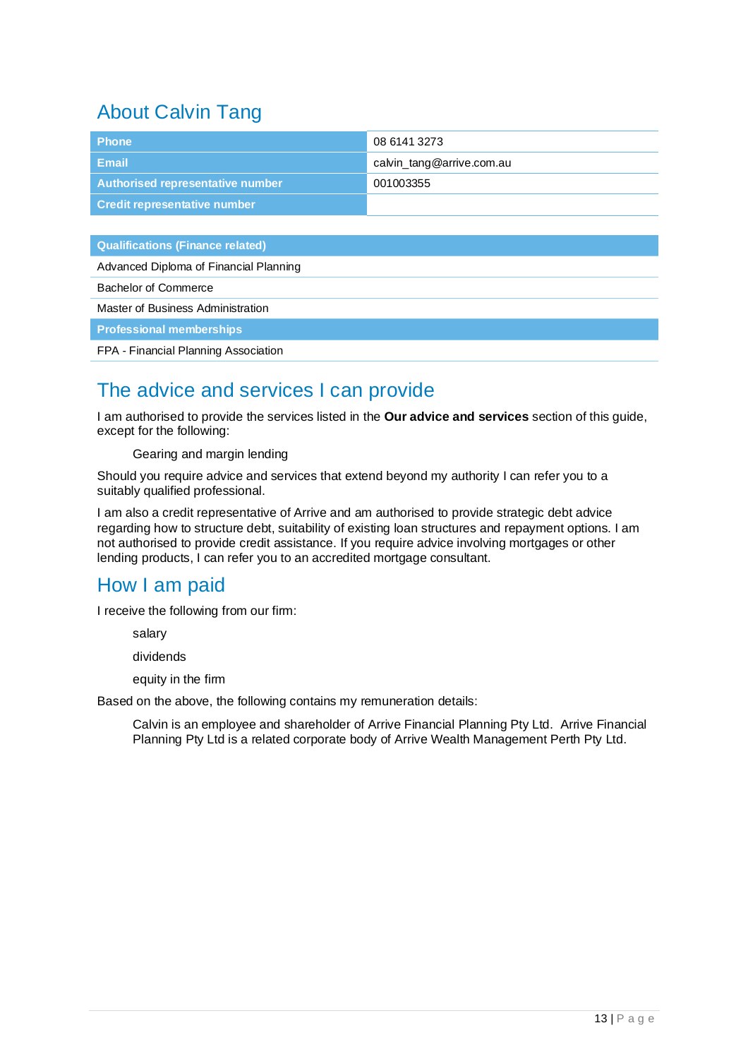## About Calvin Tang

| | |
|---|---|
| **Phone** | 08 6141 3273 |
| **Email** | calvin_tang@arrive.com.au |
| **Authorised representative number** | 001003355 |
| **Credit representative number** | |

| **Qualifications (Finance related)** |
|---|
| Advanced Diploma of Financial Planning |
| Bachelor of Commerce |
| Master of Business Administration |
| **Professional memberships** |
| FPA - Financial Planning Association |

## The advice and services I can provide

I am authorised to provide the services listed in the **Our advice and services** section of this guide, except for the following:

- Gearing and margin lending

Should you require advice and services that extend beyond my authority I can refer you to a suitably qualified professional.

I am also a credit representative of Arrive and am authorised to provide strategic debt advice regarding how to structure debt, suitability of existing loan structures and repayment options. I am not authorised to provide credit assistance. If you require advice involving mortgages or other lending products, I can refer you to an accredited mortgage consultant.

## How I am paid

I receive the following from our firm:

- salary
- dividends
- equity in the firm

Based on the above, the following contains my remuneration details:

> Calvin is an employee and shareholder of Arrive Financial Planning Pty Ltd. Arrive Financial Planning Pty Ltd is a related corporate body of Arrive Wealth Management Perth Pty Ltd.